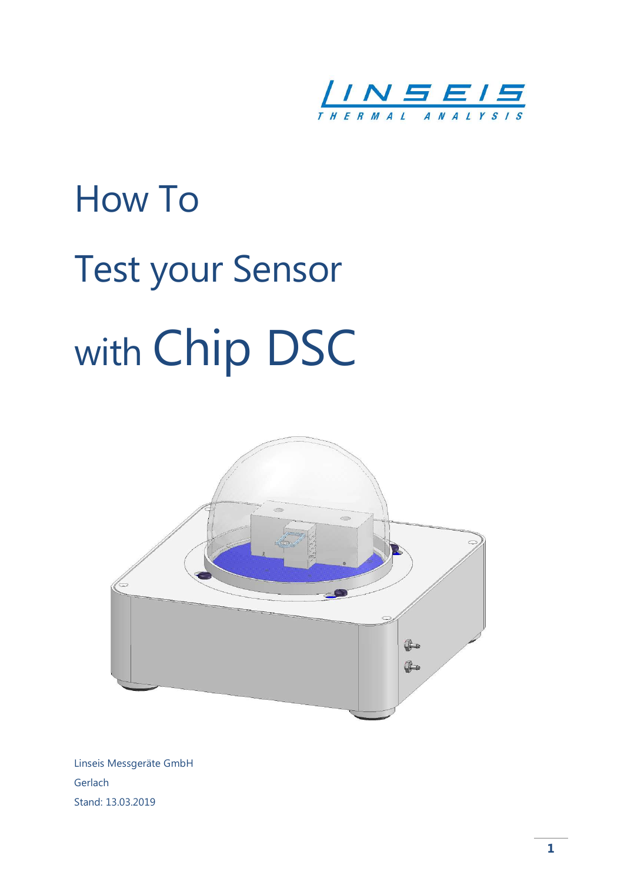LINSEIS THERMAL ANALYSIS

# How To

# Test your Sensor

# with Chip DSC

Linseis Messgeräte GmbH

Gerlach

Stand: 13.03.2019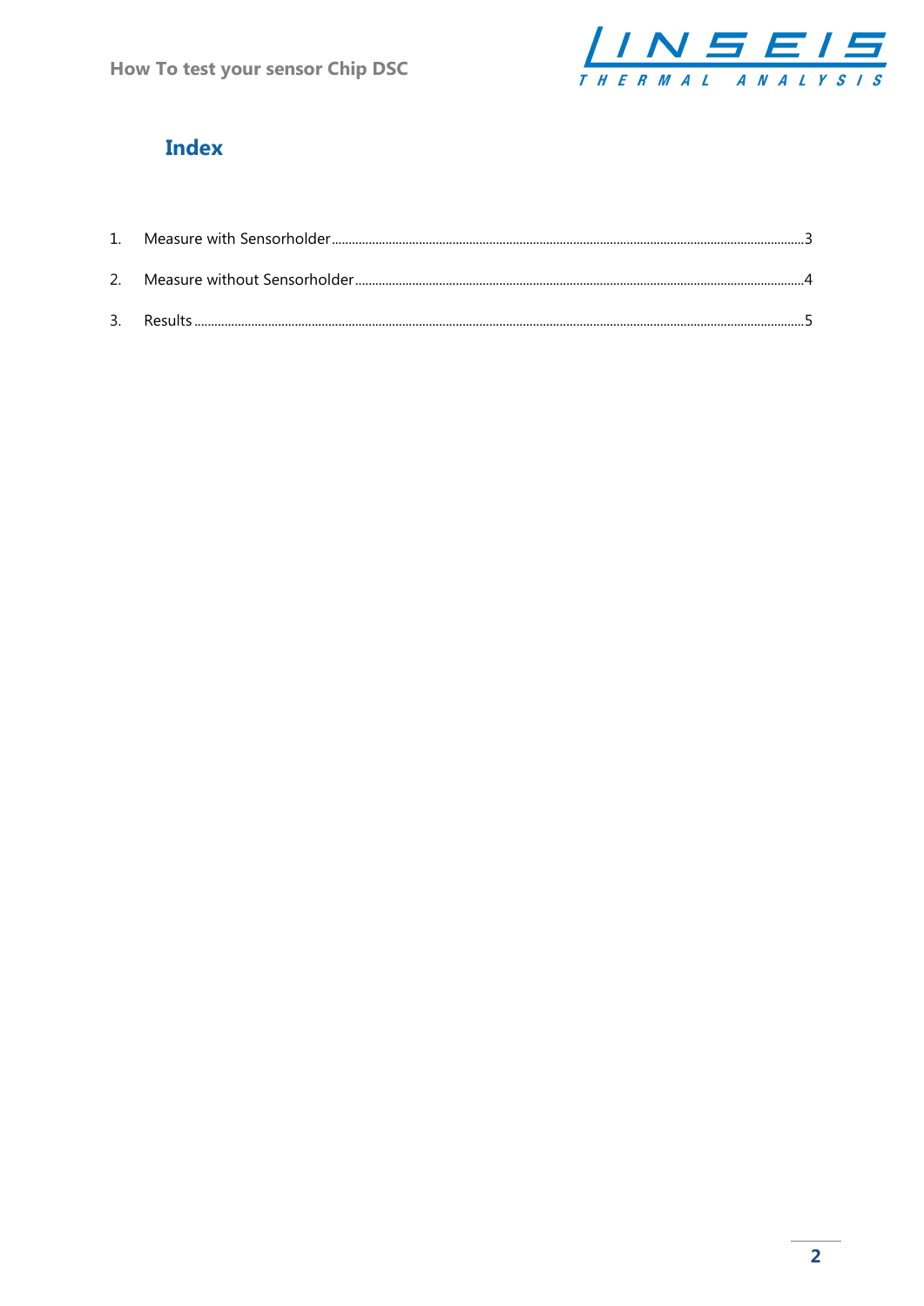# Index

1. Measure with Sensorholder ........................................................ 3
2. Measure without Sensorholder .................................................... 4
3. Results ........................................................................................... 5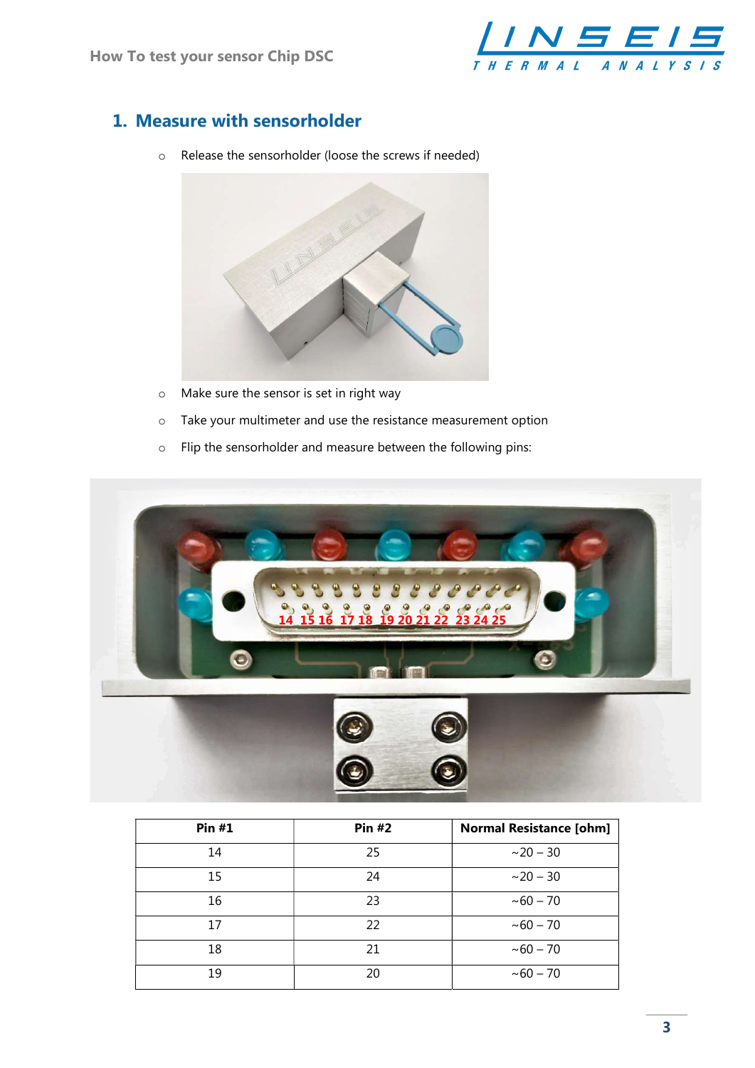## 1. Measure with sensorholder

- Release the sensorholder (loose the screws if needed)
- Make sure the sensor is set in right way
- Take your multimeter and use the resistance measurement option
- Flip the sensorholder and measure between the following pins:

| Pin #1 | Pin #2 | Normal Resistance [ohm] |
|---|---|---|
| 14 | 25 | ~20 – 30 |
| 15 | 24 | ~20 – 30 |
| 16 | 23 | ~60 – 70 |
| 17 | 22 | ~60 – 70 |
| 18 | 21 | ~60 – 70 |
| 19 | 20 | ~60 – 70 |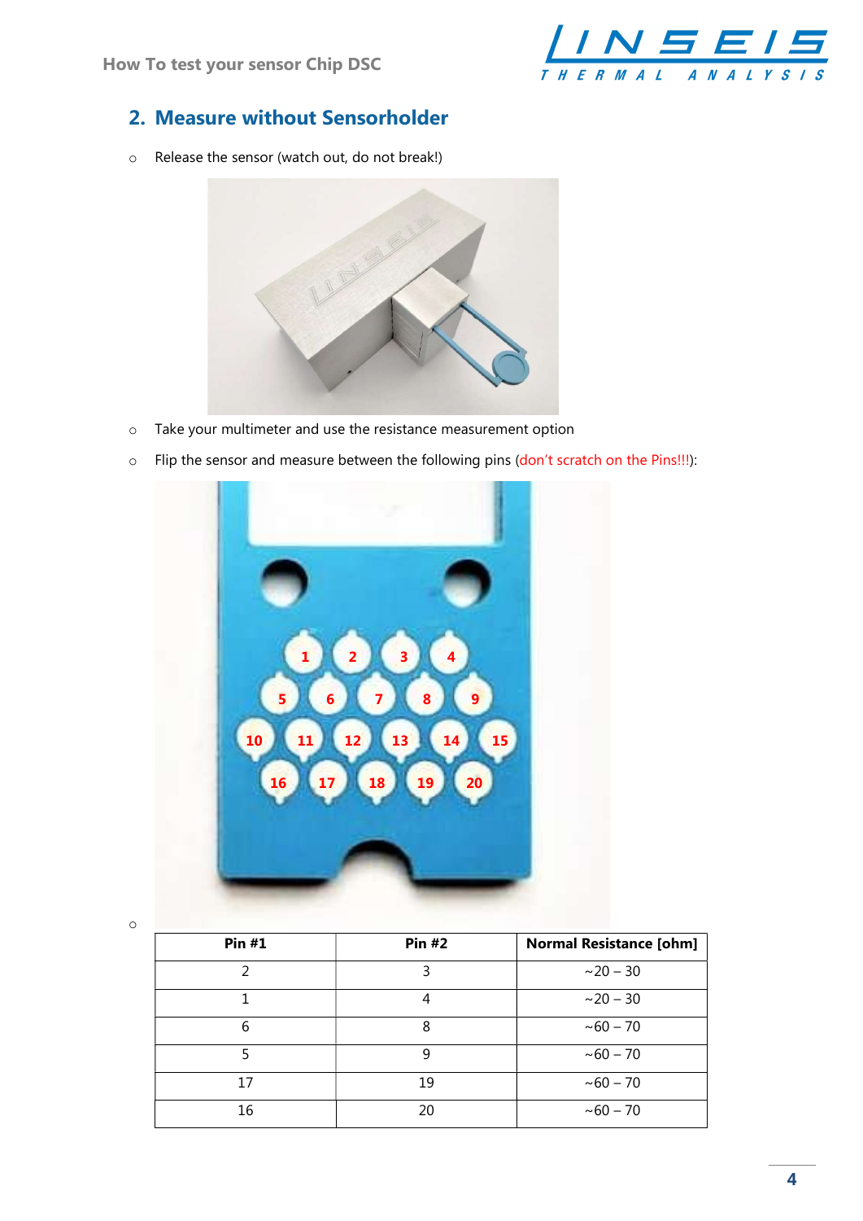## 2. Measure without Sensorholder

- Release the sensor (watch out, do not break!)
- Take your multimeter and use the resistance measurement option
- Flip the sensor and measure between the following pins (don't scratch on the Pins!!!):

| Pin #1 | Pin #2 | Normal Resistance [ohm] |
|---|---|---|
| 2 | 3 | ~20 – 30 |
| 1 | 4 | ~20 – 30 |
| 6 | 8 | ~60 – 70 |
| 5 | 9 | ~60 – 70 |
| 17 | 19 | ~60 – 70 |
| 16 | 20 | ~60 – 70 |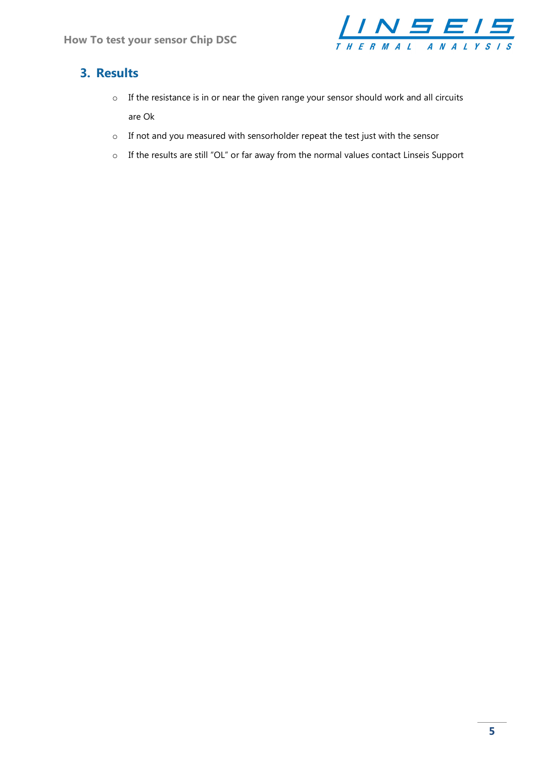## 3. Results

- If the resistance is in or near the given range your sensor should work and all circuits are Ok
- If not and you measured with sensorholder repeat the test just with the sensor
- If the results are still "OL" or far away from the normal values contact Linseis Support